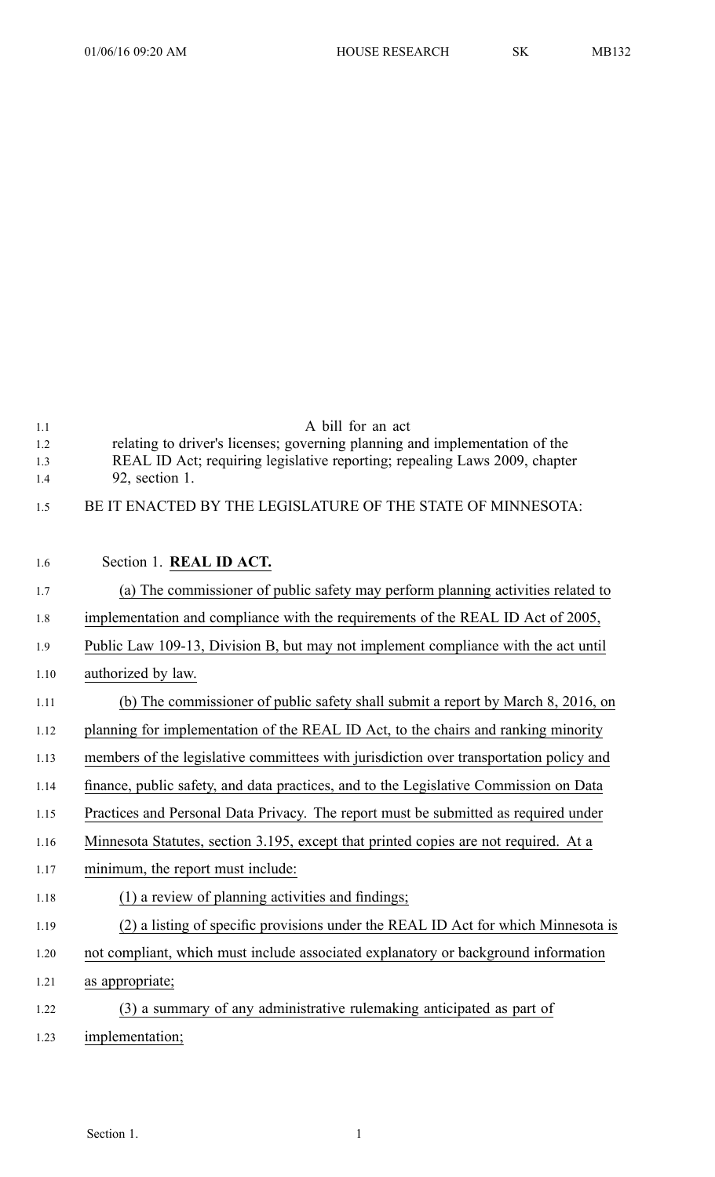A bill for an act

relating to driver's licenses; governing planning and implementation of the REAL ID Act; requiring legislative reporting; repealing Laws 2009, chapter 92, section 1.

BE IT ENACTED BY THE LEGISLATURE OF THE STATE OF MINNESOTA:

Section 1. **REAL ID ACT.**

(a) The commissioner of public safety may perform planning activities related to implementation and compliance with the requirements of the REAL ID Act of 2005, Public Law 109-13, Division B, but may not implement compliance with the act until authorized by law.

(b) The commissioner of public safety shall submit a report by March 8, 2016, on planning for implementation of the REAL ID Act, to the chairs and ranking minority members of the legislative committees with jurisdiction over transportation policy and finance, public safety, and data practices, and to the Legislative Commission on Data Practices and Personal Data Privacy. The report must be submitted as required under Minnesota Statutes, section 3.195, except that printed copies are not required. At a minimum, the report must include:

(1) a review of planning activities and findings;

(2) a listing of specific provisions under the REAL ID Act for which Minnesota is not compliant, which must include associated explanatory or background information as appropriate;

(3) a summary of any administrative rulemaking anticipated as part of implementation;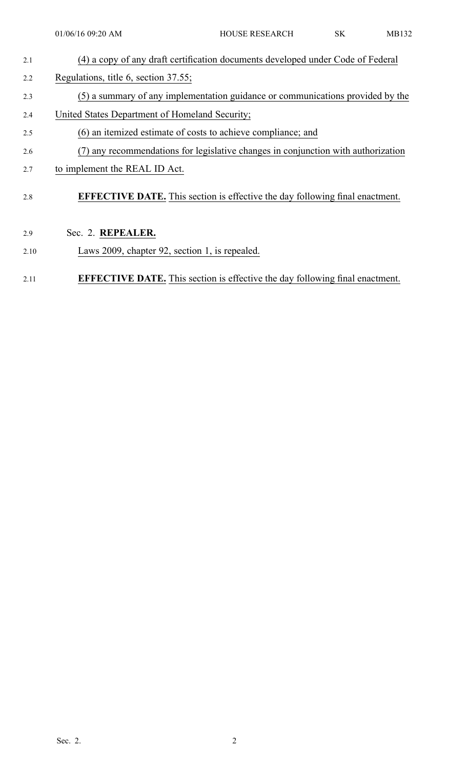(4) a copy of any draft certification documents developed under Code of Federal Regulations, title 6, section 37.55;

(5) a summary of any implementation guidance or communications provided by the United States Department of Homeland Security;

(6) an itemized estimate of costs to achieve compliance; and

(7) any recommendations for legislative changes in conjunction with authorization to implement the REAL ID Act.

**EFFECTIVE DATE.** This section is effective the day following final enactment.

Sec. 2. **REPEALER.**

Laws 2009, chapter 92, section 1, is repealed.

**EFFECTIVE DATE.** This section is effective the day following final enactment.